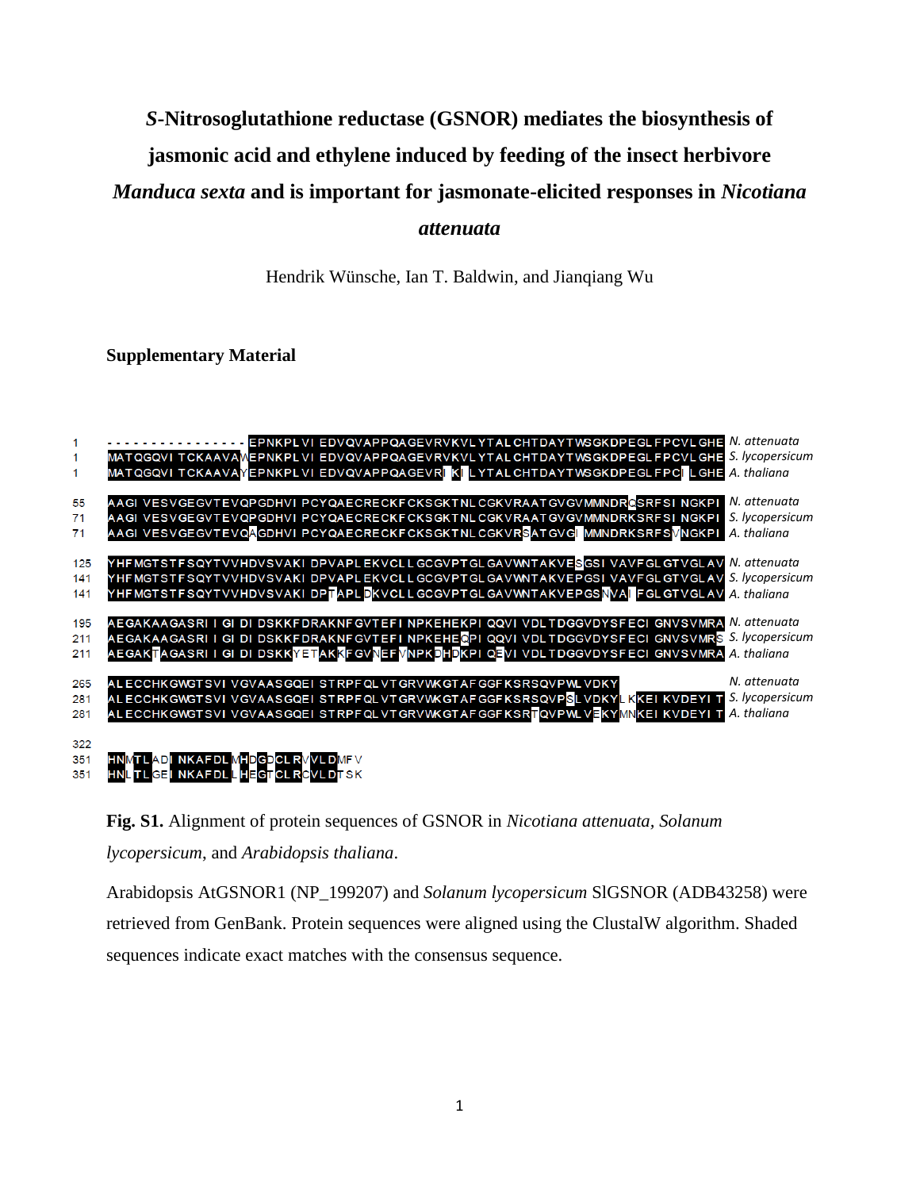# *S*-Nitrosoglutathione reductase (GSNOR) mediates the biosynthesis of jasmonic acid and ethylene induced by feeding of the insect herbivore *Manduca sexta* and is important for jasmonate-elicited responses in *Nicotiana attenuata*

Hendrik Wünsche, Ian T. Baldwin, and Jianqiang Wu

## Supplementary Material

```
1    ----------------EPNKPLVIEDVQVAPPQAGEVRVKVLYTALCHTDAYTWSGKDPEGLFPCVLGHE N. attenuata
1    MATQGQVITCKAAVAWEPNKPLVIEDVQVAPPQAGEVRVKVLYTALCHTDAYTWSGKDPEGLFPCVLGHE S. lycopersicum
1    MATQGQVITCKAAVAYEPNKPLVIEDVQVAPPQAGEVRIKILYTALCHTDAYTWSGKDPEGLFPCILGHE A. thaliana

55   AAGIVESVGEGVTEVQPGDHVIPCYQAECRECKFCKSGKTNLCGKVRAATGVGVMMNDRQSRFSINGKPI N. attenuata
71   AAGIVESVGEGVTEVQPGDHVIPCYQAECRECKFCKSGKTNLCGKVRAATGVGVMMNDRKSRFSINGKPI S. lycopersicum
71   AAGIVESVGEGVTEVQAGDHVIPCYQAECRECKFCKSGKTNLCGKVRSATGVGIMMNDRKSRFSVNGKPI A. thaliana

125  YHFMGTSTFSQYTVVHDVSVAKIDPVAPLEKVCLLGCGVPTGLGAVWNTAKVESGSIVAVFGLGTVGLAV N. attenuata
141  YHFMGTSTFSQYTVVHDVSVAKIDPVAPLEKVCLLGCGVPTGLGAVWNTAKVEPGSIVAVFGLGTVGLAV S. lycopersicum
141  YHFMGTSTFSQYTVVHDVSVAKIDPTAPLDKVCLLGCGVPTGLGAVWNTAKVEPGSNVAIFGLGTVGLAV A. thaliana

195  AEGAKAAGASRIIGIDIDSKKFDRAKNFGVTEFINPKEHEKPIQQVIVDLTDGGVDYSFECIGNVSVMRA N. attenuata
211  AEGAKAAGASRIIGIDIDSKKFDRAKNFGVTEFINPKEHEQPIQQVIVDLTDGGVDYSFECIGNVSVMRS S. lycopersicum
211  AEGAKTAGASRIIGIDIDSKKYETAKKFGVNEFVNPKDHDKPIQEVIVDLTDGGVDYSFECIGNVSVMRA A. thaliana

265  ALECCHKGWGTSVIVGVAASGQEISTRPFQLVTGRVWKGTAFGGFKSRSQVPWLVDKY N. attenuata
281  ALECCHKGWGTSVIVGVAASGQEISTRPFQLVTGRVWKGTAFGGFKSRSQVPSLVDKYLKKEIKVDEYIT S. lycopersicum
281  ALECCHKGWGTSVIVGVAASGQEISTRPFQLVTGRVWKGTAFGGFKSRTQVPWLVEKYMNKEIKVDEYIT A. thaliana

322
351  HNMTLADINKAFDLMHDGDCLRVVLDMFV
351  HNLTLGEINKAFDLLHEGTCLRCVLDTSK
```

**Fig. S1.** Alignment of protein sequences of GSNOR in *Nicotiana attenuata, Solanum lycopersicum*, and *Arabidopsis thaliana*.

Arabidopsis AtGSNOR1 (NP_199207) and *Solanum lycopersicum* SlGSNOR (ADB43258) were retrieved from GenBank. Protein sequences were aligned using the ClustalW algorithm. Shaded sequences indicate exact matches with the consensus sequence.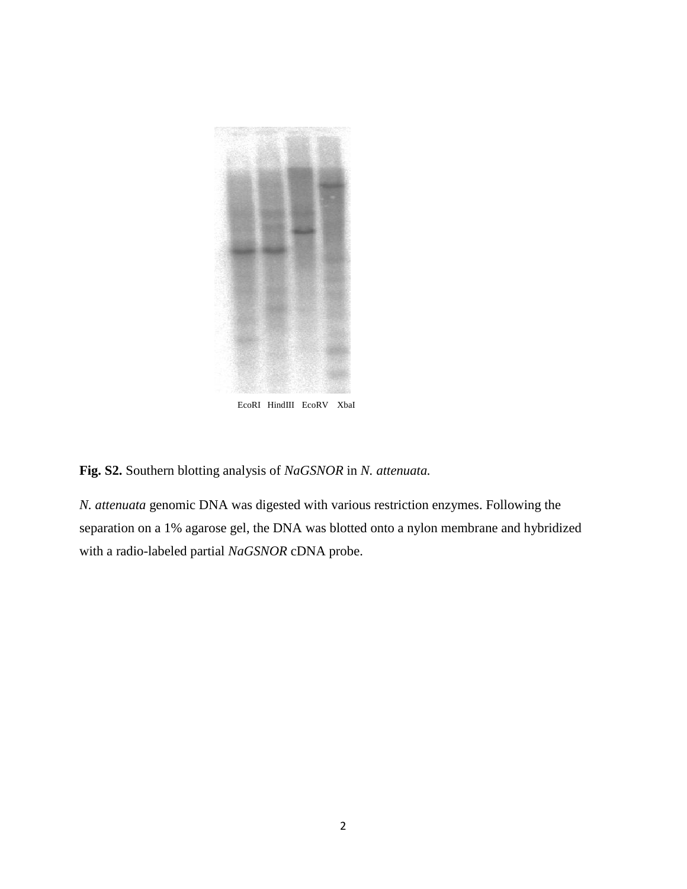EcoRI HindIII EcoRV XbaI

**Fig. S2.** Southern blotting analysis of *NaGSNOR* in *N. attenuata.*

*N. attenuata* genomic DNA was digested with various restriction enzymes. Following the separation on a 1% agarose gel, the DNA was blotted onto a nylon membrane and hybridized with a radio-labeled partial *NaGSNOR* cDNA probe.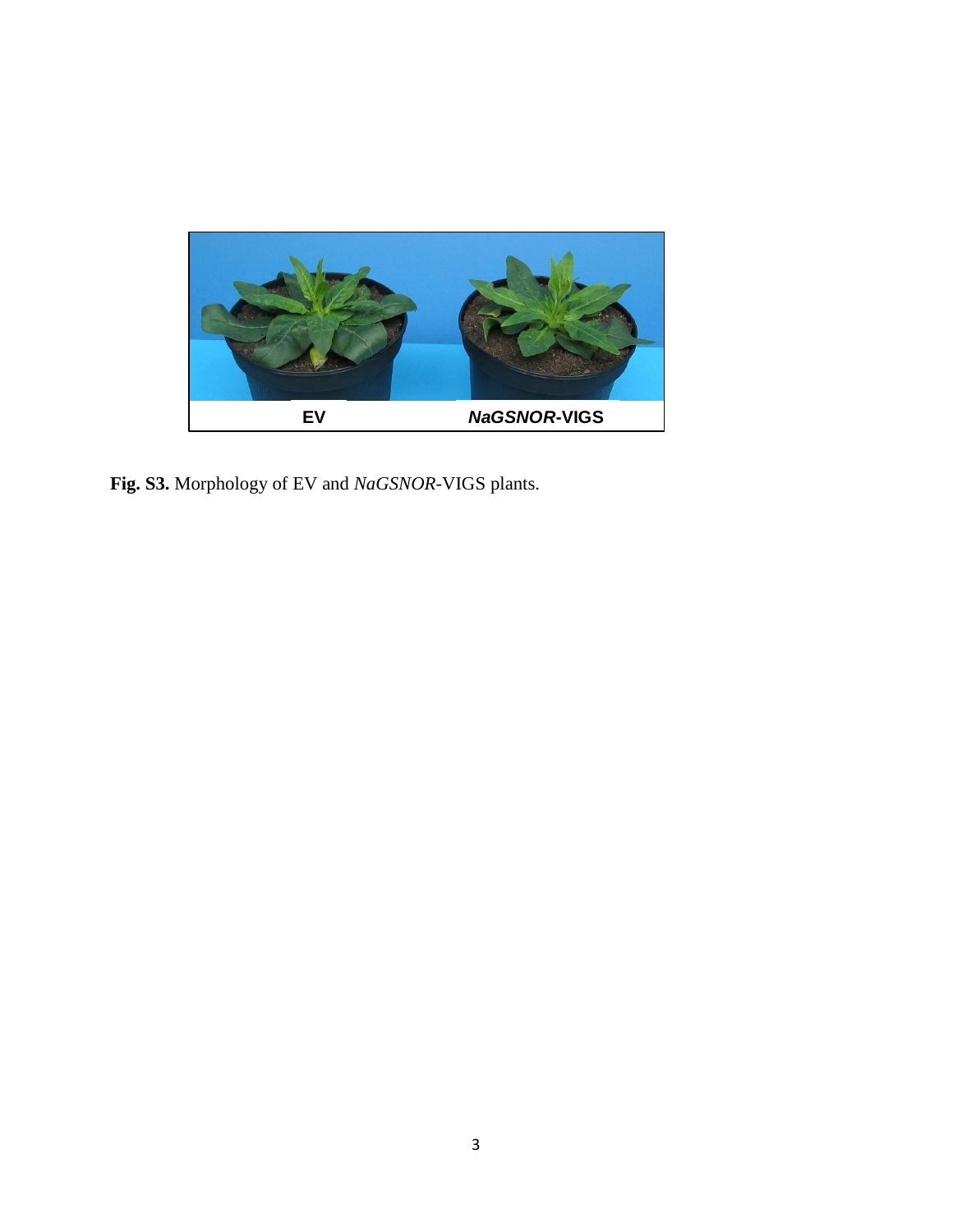**Fig. S3.** Morphology of EV and *NaGSNOR*-VIGS plants.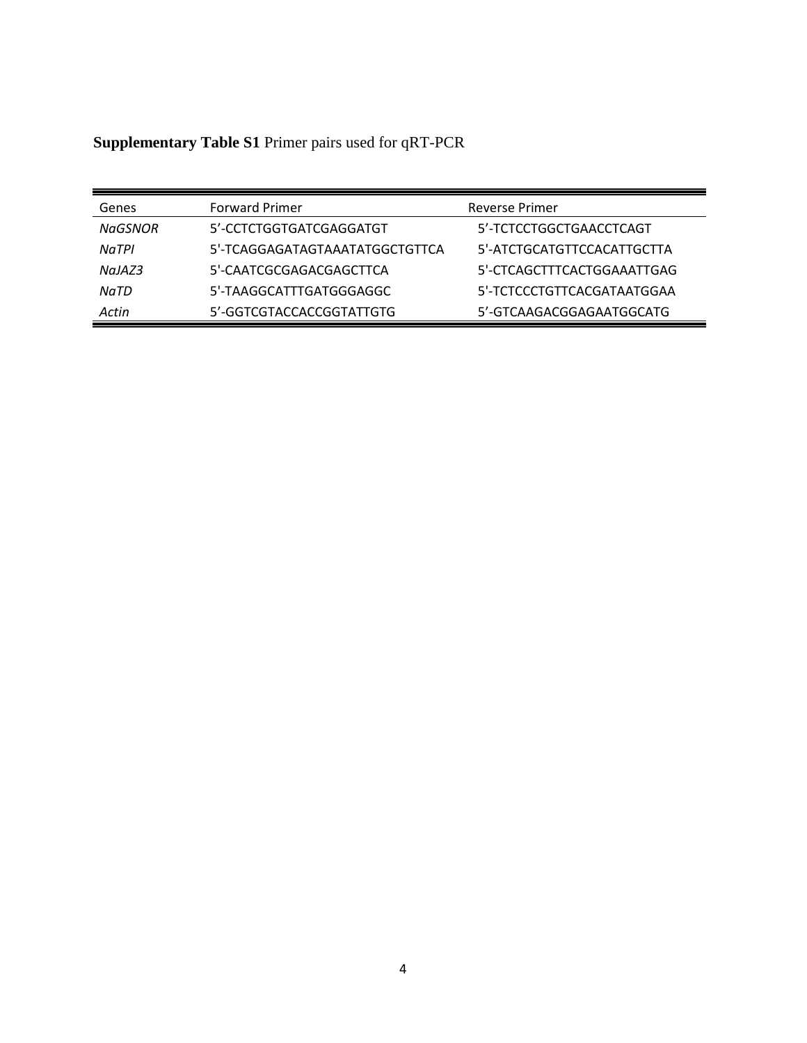**Supplementary Table S1** Primer pairs used for qRT-PCR

| Genes | Forward Primer | Reverse Primer |
|---|---|---|
| *NaGSNOR* | 5’-CCTCTGGTGATCGAGGATGT | 5’-TCTCCTGGCTGAACCTCAGT |
| *NaTPI* | 5'-TCAGGAGATAGTAAATATGGCTGTTCA | 5'-ATCTGCATGTTCCACATTGCTTA |
| *NaJAZ3* | 5'-CAATCGCGAGACGAGCTTCA | 5'-CTCAGCTTTCACTGGAAATTGAG |
| *NaTD* | 5'-TAAGGCATTTGATGGGAGGC | 5'-TCTCCCTGTTCACGATAATGGAA |
| *Actin* | 5’-GGTCGTACCACCGGTATTGTG | 5’-GTCAAGACGGAGAATGGCATG |